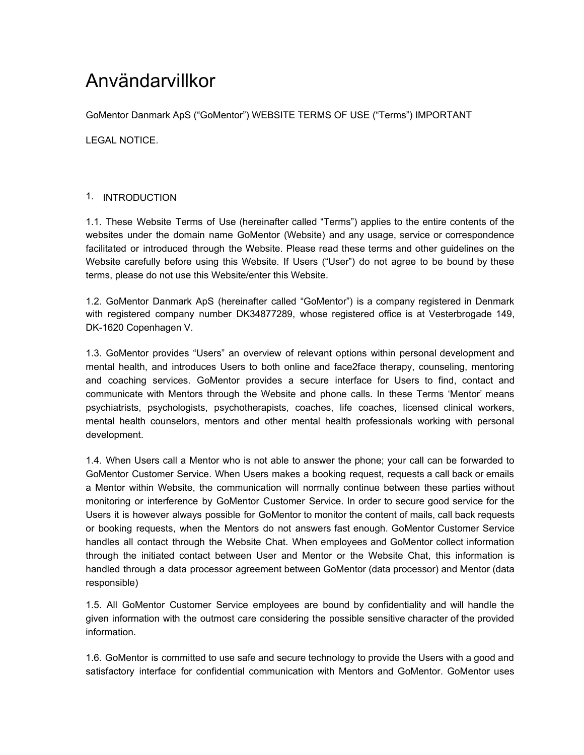# Användarvillkor

GoMentor Danmark ApS (“GoMentor”) WEBSITE TERMS OF USE (“Terms”) IMPORTANT

LEGAL NOTICE.

## 1. INTRODUCTION

1.1. These Website Terms of Use (hereinafter called “Terms”) applies to the entire contents of the websites under the domain name GoMentor (Website) and any usage, service or correspondence facilitated or introduced through the Website. Please read these terms and other guidelines on the Website carefully before using this Website. If Users (“User”) do not agree to be bound by these terms, please do not use this Website/enter this Website.

1.2. GoMentor Danmark ApS (hereinafter called “GoMentor”) is a company registered in Denmark with registered company number DK34877289, whose registered office is at Vesterbrogade 149, DK-1620 Copenhagen V.

1.3. GoMentor provides “Users” an overview of relevant options within personal development and mental health, and introduces Users to both online and face2face therapy, counseling, mentoring and coaching services. GoMentor provides a secure interface for Users to find, contact and communicate with Mentors through the Website and phone calls. In these Terms ‘Mentor’ means psychiatrists, psychologists, psychotherapists, coaches, life coaches, licensed clinical workers, mental health counselors, mentors and other mental health professionals working with personal development.

1.4. When Users call a Mentor who is not able to answer the phone; your call can be forwarded to GoMentor Customer Service. When Users makes a booking request, requests a call back or emails a Mentor within Website, the communication will normally continue between these parties without monitoring or interference by GoMentor Customer Service. In order to secure good service for the Users it is however always possible for GoMentor to monitor the content of mails, call back requests or booking requests, when the Mentors do not answers fast enough. GoMentor Customer Service handles all contact through the Website Chat. When employees and GoMentor collect information through the initiated contact between User and Mentor or the Website Chat, this information is handled through a data processor agreement between GoMentor (data processor) and Mentor (data responsible)

1.5. All GoMentor Customer Service employees are bound by confidentiality and will handle the given information with the outmost care considering the possible sensitive character of the provided information.

1.6. GoMentor is committed to use safe and secure technology to provide the Users with a good and satisfactory interface for confidential communication with Mentors and GoMentor. GoMentor uses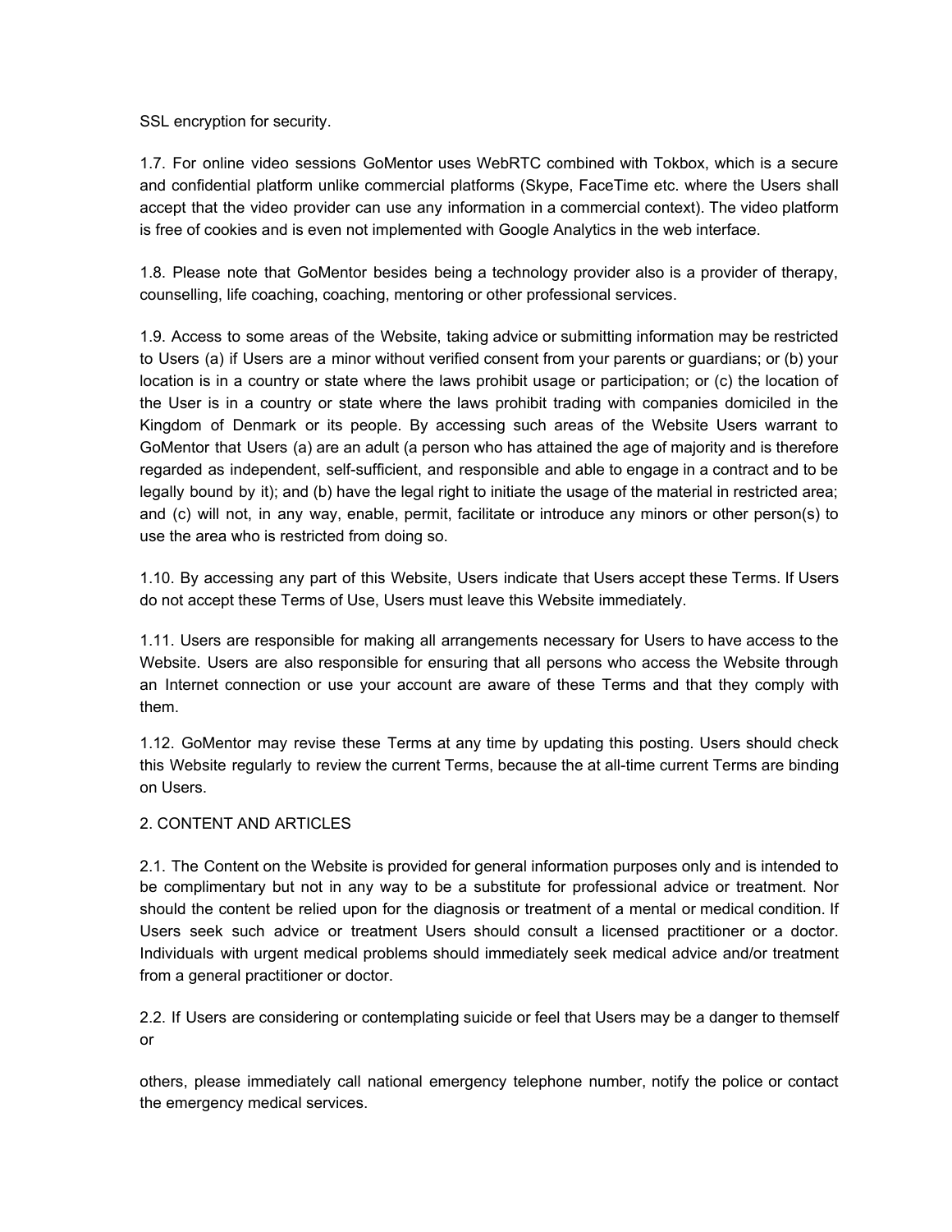SSL encryption for security.

1.7. For online video sessions GoMentor uses WebRTC combined with Tokbox, which is a secure and confidential platform unlike commercial platforms (Skype, FaceTime etc. where the Users shall accept that the video provider can use any information in a commercial context). The video platform is free of cookies and is even not implemented with Google Analytics in the web interface.

1.8. Please note that GoMentor besides being a technology provider also is a provider of therapy, counselling, life coaching, coaching, mentoring or other professional services.

1.9. Access to some areas of the Website, taking advice or submitting information may be restricted to Users (a) if Users are a minor without verified consent from your parents or guardians; or (b) your location is in a country or state where the laws prohibit usage or participation; or (c) the location of the User is in a country or state where the laws prohibit trading with companies domiciled in the Kingdom of Denmark or its people. By accessing such areas of the Website Users warrant to GoMentor that Users (a) are an adult (a person who has attained the age of majority and is therefore regarded as independent, self-sufficient, and responsible and able to engage in a contract and to be legally bound by it); and (b) have the legal right to initiate the usage of the material in restricted area; and (c) will not, in any way, enable, permit, facilitate or introduce any minors or other person(s) to use the area who is restricted from doing so.

1.10. By accessing any part of this Website, Users indicate that Users accept these Terms. If Users do not accept these Terms of Use, Users must leave this Website immediately.

1.11. Users are responsible for making all arrangements necessary for Users to have access to the Website. Users are also responsible for ensuring that all persons who access the Website through an Internet connection or use your account are aware of these Terms and that they comply with them.

1.12. GoMentor may revise these Terms at any time by updating this posting. Users should check this Website regularly to review the current Terms, because the at all-time current Terms are binding on Users.

2. CONTENT AND ARTICLES

2.1. The Content on the Website is provided for general information purposes only and is intended to be complimentary but not in any way to be a substitute for professional advice or treatment. Nor should the content be relied upon for the diagnosis or treatment of a mental or medical condition. If Users seek such advice or treatment Users should consult a licensed practitioner or a doctor. Individuals with urgent medical problems should immediately seek medical advice and/or treatment from a general practitioner or doctor.

2.2. If Users are considering or contemplating suicide or feel that Users may be a danger to themself or

others, please immediately call national emergency telephone number, notify the police or contact the emergency medical services.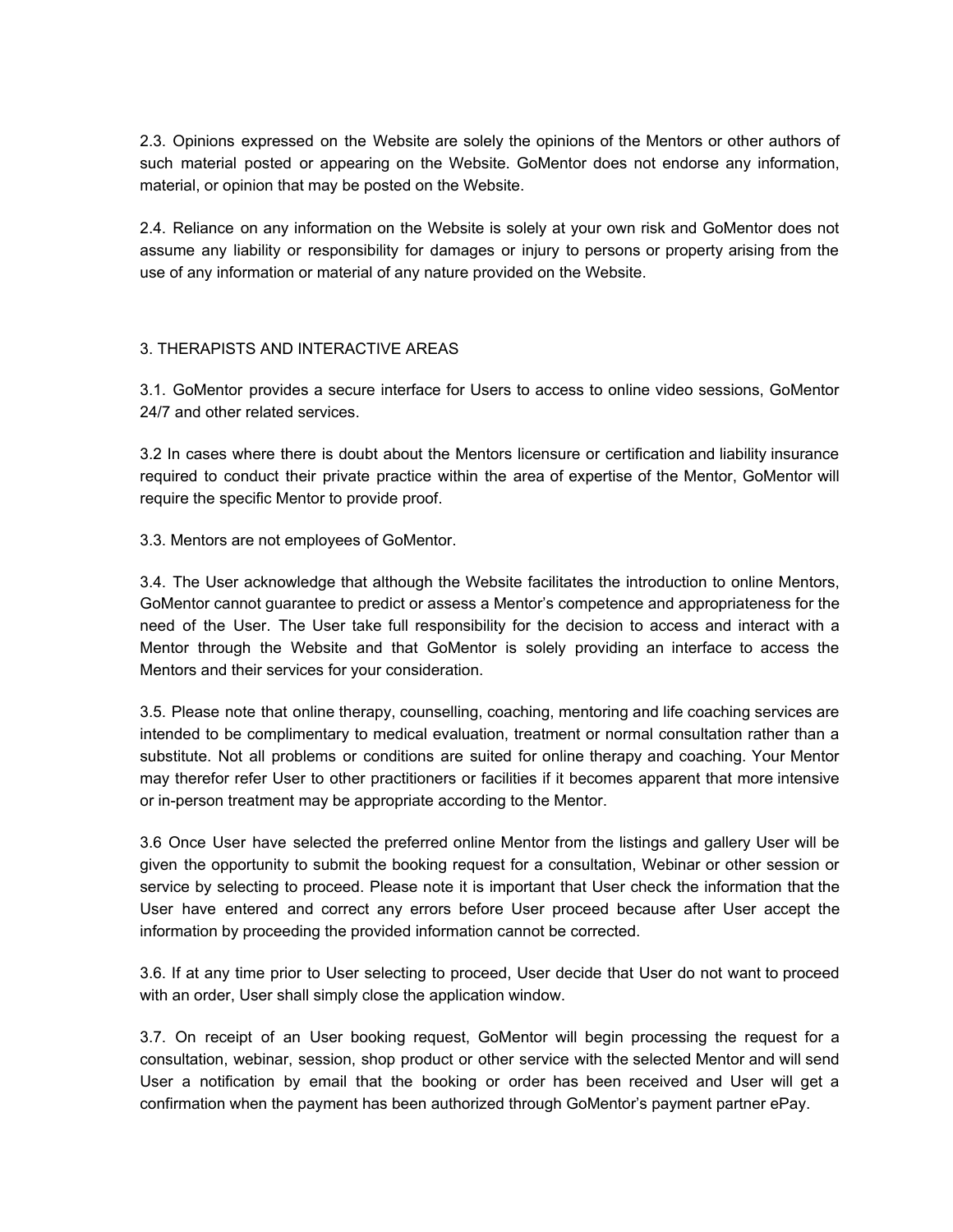2.3. Opinions expressed on the Website are solely the opinions of the Mentors or other authors of such material posted or appearing on the Website. GoMentor does not endorse any information, material, or opinion that may be posted on the Website.

2.4. Reliance on any information on the Website is solely at your own risk and GoMentor does not assume any liability or responsibility for damages or injury to persons or property arising from the use of any information or material of any nature provided on the Website.

## 3. THERAPISTS AND INTERACTIVE AREAS

3.1. GoMentor provides a secure interface for Users to access to online video sessions, GoMentor 24/7 and other related services.

3.2 In cases where there is doubt about the Mentors licensure or certification and liability insurance required to conduct their private practice within the area of expertise of the Mentor, GoMentor will require the specific Mentor to provide proof.

3.3. Mentors are not employees of GoMentor.

3.4. The User acknowledge that although the Website facilitates the introduction to online Mentors, GoMentor cannot guarantee to predict or assess a Mentor's competence and appropriateness for the need of the User. The User take full responsibility for the decision to access and interact with a Mentor through the Website and that GoMentor is solely providing an interface to access the Mentors and their services for your consideration.

3.5. Please note that online therapy, counselling, coaching, mentoring and life coaching services are intended to be complimentary to medical evaluation, treatment or normal consultation rather than a substitute. Not all problems or conditions are suited for online therapy and coaching. Your Mentor may therefor refer User to other practitioners or facilities if it becomes apparent that more intensive or in-person treatment may be appropriate according to the Mentor.

3.6 Once User have selected the preferred online Mentor from the listings and gallery User will be given the opportunity to submit the booking request for a consultation, Webinar or other session or service by selecting to proceed. Please note it is important that User check the information that the User have entered and correct any errors before User proceed because after User accept the information by proceeding the provided information cannot be corrected.

3.6. If at any time prior to User selecting to proceed, User decide that User do not want to proceed with an order, User shall simply close the application window.

3.7. On receipt of an User booking request, GoMentor will begin processing the request for a consultation, webinar, session, shop product or other service with the selected Mentor and will send User a notification by email that the booking or order has been received and User will get a confirmation when the payment has been authorized through GoMentor's payment partner ePay.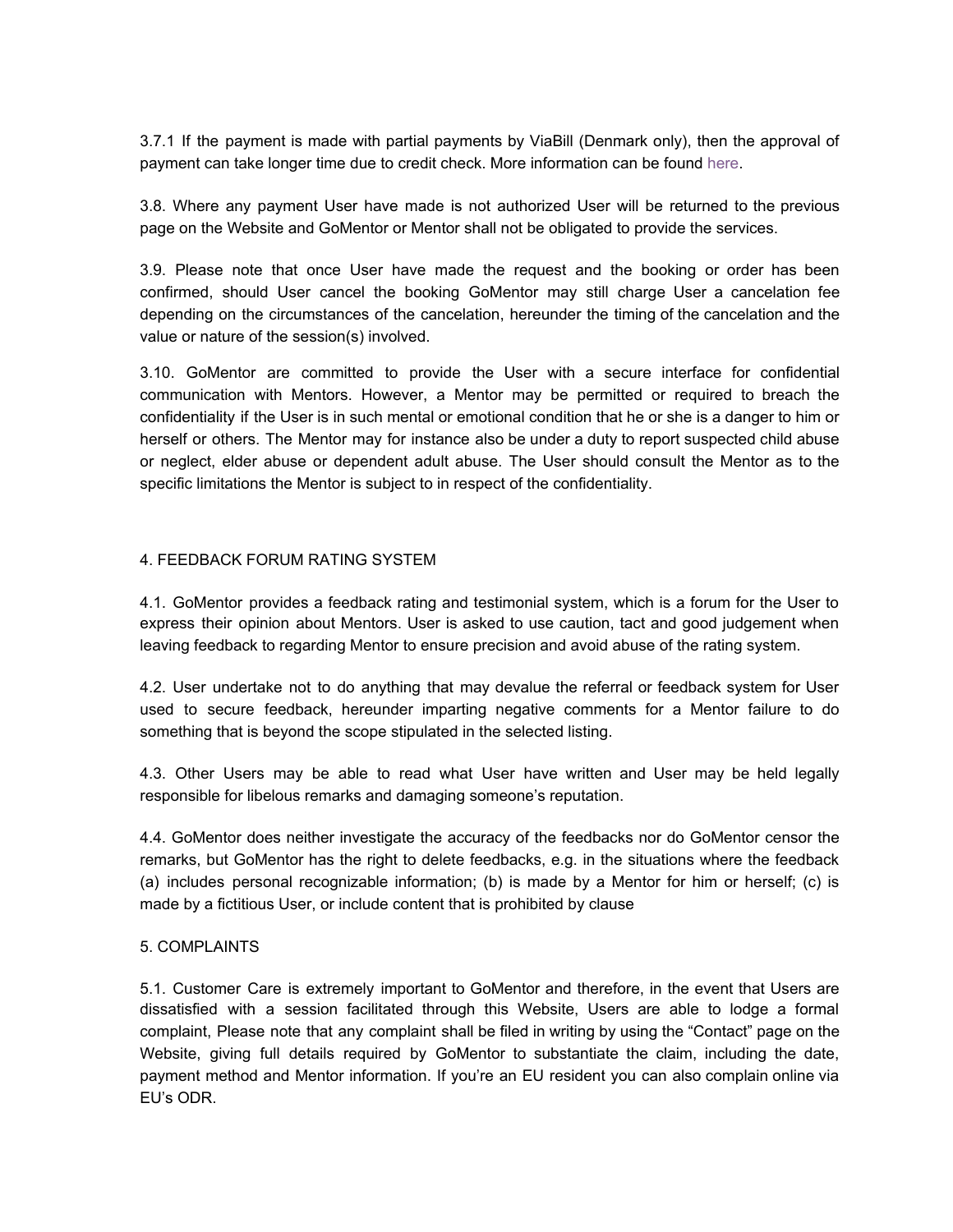3.7.1 If the payment is made with partial payments by ViaBill (Denmark only), then the approval of payment can take longer time due to credit check. More information can be found here.

3.8. Where any payment User have made is not authorized User will be returned to the previous page on the Website and GoMentor or Mentor shall not be obligated to provide the services.

3.9. Please note that once User have made the request and the booking or order has been confirmed, should User cancel the booking GoMentor may still charge User a cancelation fee depending on the circumstances of the cancelation, hereunder the timing of the cancelation and the value or nature of the session(s) involved.

3.10. GoMentor are committed to provide the User with a secure interface for confidential communication with Mentors. However, a Mentor may be permitted or required to breach the confidentiality if the User is in such mental or emotional condition that he or she is a danger to him or herself or others. The Mentor may for instance also be under a duty to report suspected child abuse or neglect, elder abuse or dependent adult abuse. The User should consult the Mentor as to the specific limitations the Mentor is subject to in respect of the confidentiality.

## 4. FEEDBACK FORUM RATING SYSTEM

4.1. GoMentor provides a feedback rating and testimonial system, which is a forum for the User to express their opinion about Mentors. User is asked to use caution, tact and good judgement when leaving feedback to regarding Mentor to ensure precision and avoid abuse of the rating system.

4.2. User undertake not to do anything that may devalue the referral or feedback system for User used to secure feedback, hereunder imparting negative comments for a Mentor failure to do something that is beyond the scope stipulated in the selected listing.

4.3. Other Users may be able to read what User have written and User may be held legally responsible for libelous remarks and damaging someone's reputation.

4.4. GoMentor does neither investigate the accuracy of the feedbacks nor do GoMentor censor the remarks, but GoMentor has the right to delete feedbacks, e.g. in the situations where the feedback (a) includes personal recognizable information; (b) is made by a Mentor for him or herself; (c) is made by a fictitious User, or include content that is prohibited by clause

## 5. COMPLAINTS

5.1. Customer Care is extremely important to GoMentor and therefore, in the event that Users are dissatisfied with a session facilitated through this Website, Users are able to lodge a formal complaint, Please note that any complaint shall be filed in writing by using the "Contact" page on the Website, giving full details required by GoMentor to substantiate the claim, including the date, payment method and Mentor information. If you're an EU resident you can also complain online via EU's ODR.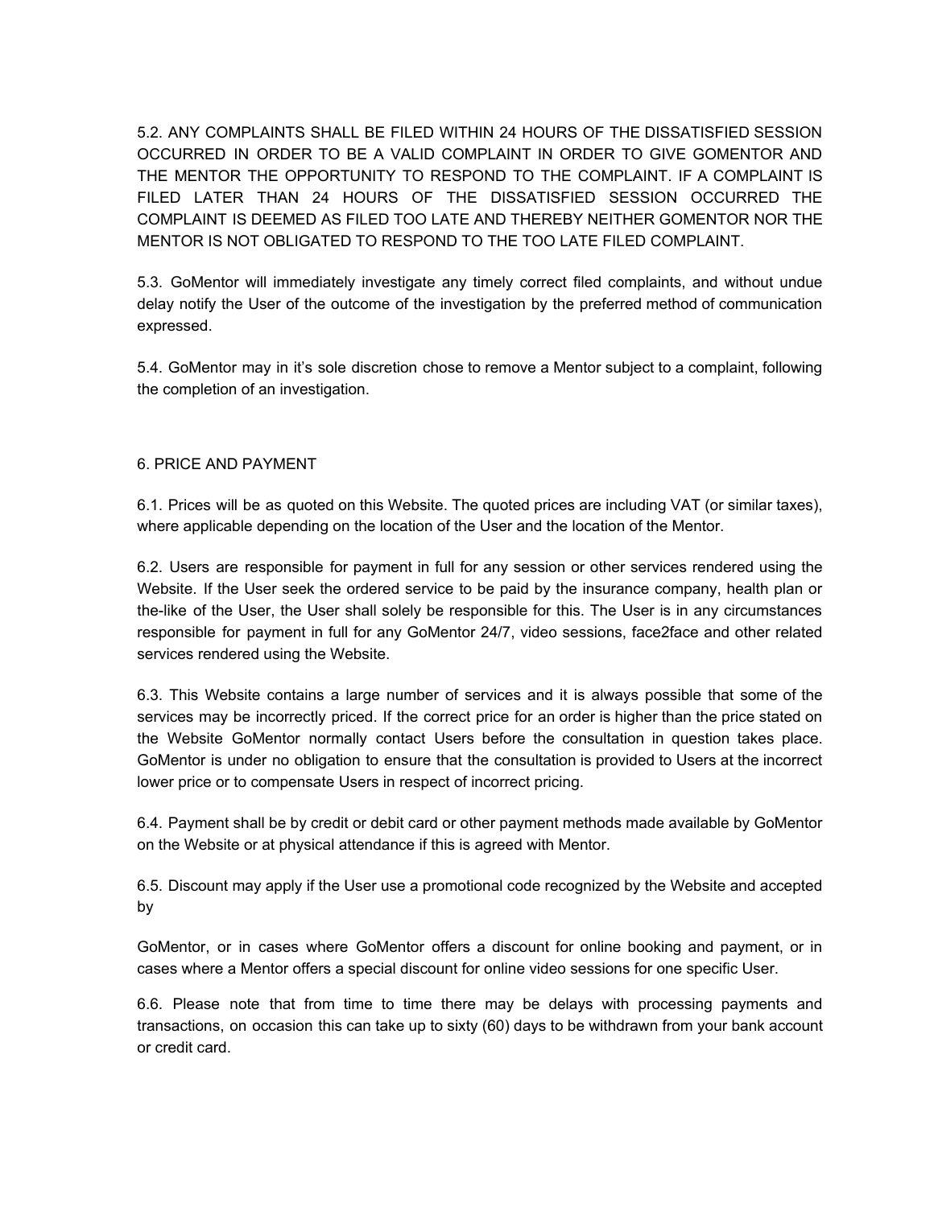5.2. ANY COMPLAINTS SHALL BE FILED WITHIN 24 HOURS OF THE DISSATISFIED SESSION OCCURRED IN ORDER TO BE A VALID COMPLAINT IN ORDER TO GIVE GOMENTOR AND THE MENTOR THE OPPORTUNITY TO RESPOND TO THE COMPLAINT. IF A COMPLAINT IS FILED LATER THAN 24 HOURS OF THE DISSATISFIED SESSION OCCURRED THE COMPLAINT IS DEEMED AS FILED TOO LATE AND THEREBY NEITHER GOMENTOR NOR THE MENTOR IS NOT OBLIGATED TO RESPOND TO THE TOO LATE FILED COMPLAINT.

5.3. GoMentor will immediately investigate any timely correct filed complaints, and without undue delay notify the User of the outcome of the investigation by the preferred method of communication expressed.

5.4. GoMentor may in it's sole discretion chose to remove a Mentor subject to a complaint, following the completion of an investigation.

## 6. PRICE AND PAYMENT

6.1. Prices will be as quoted on this Website. The quoted prices are including VAT (or similar taxes), where applicable depending on the location of the User and the location of the Mentor.

6.2. Users are responsible for payment in full for any session or other services rendered using the Website. If the User seek the ordered service to be paid by the insurance company, health plan or the-like of the User, the User shall solely be responsible for this. The User is in any circumstances responsible for payment in full for any GoMentor 24/7, video sessions, face2face and other related services rendered using the Website.

6.3. This Website contains a large number of services and it is always possible that some of the services may be incorrectly priced. If the correct price for an order is higher than the price stated on the Website GoMentor normally contact Users before the consultation in question takes place. GoMentor is under no obligation to ensure that the consultation is provided to Users at the incorrect lower price or to compensate Users in respect of incorrect pricing.

6.4. Payment shall be by credit or debit card or other payment methods made available by GoMentor on the Website or at physical attendance if this is agreed with Mentor.

6.5. Discount may apply if the User use a promotional code recognized by the Website and accepted by

GoMentor, or in cases where GoMentor offers a discount for online booking and payment, or in cases where a Mentor offers a special discount for online video sessions for one specific User.

6.6. Please note that from time to time there may be delays with processing payments and transactions, on occasion this can take up to sixty (60) days to be withdrawn from your bank account or credit card.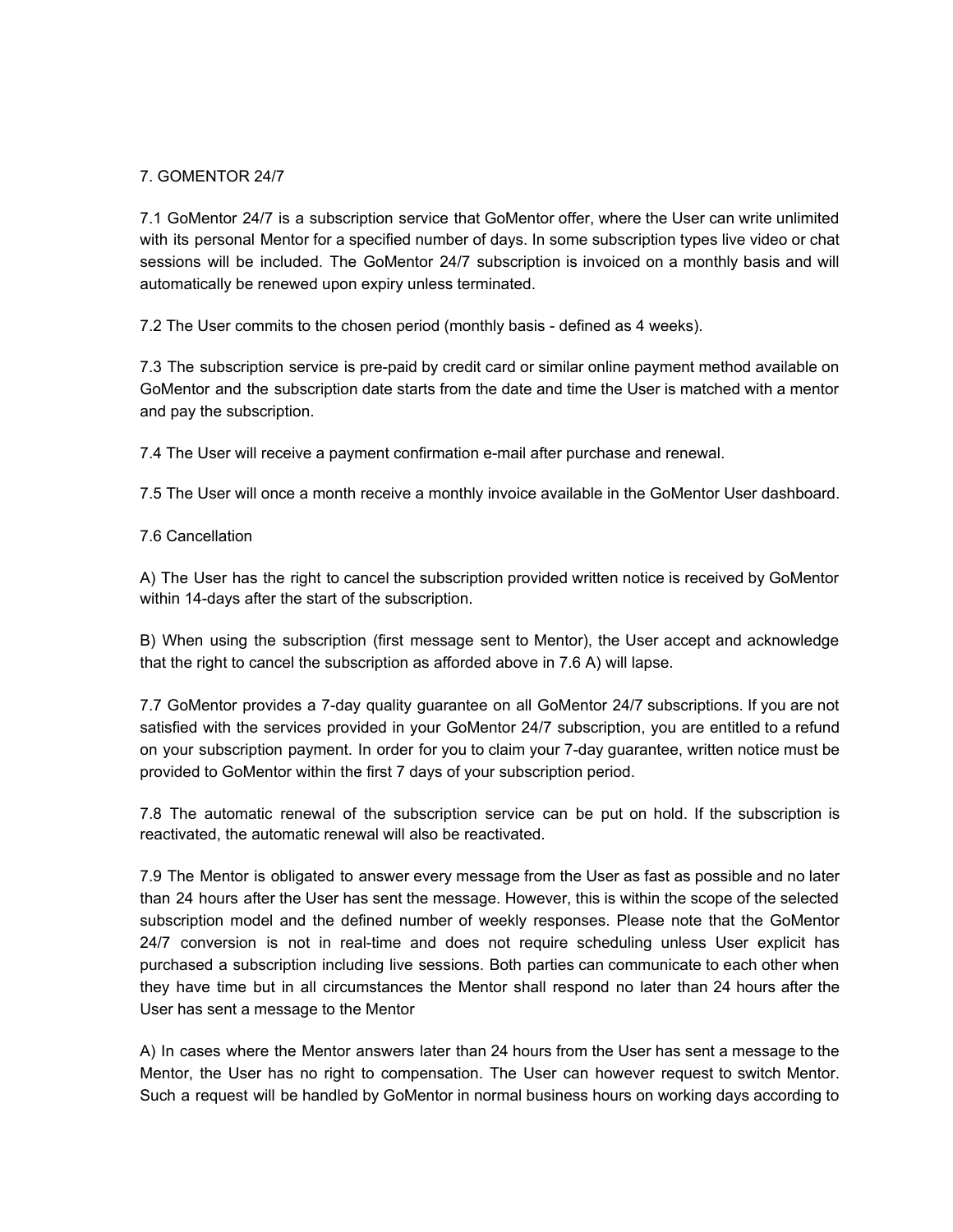## 7. GOMENTOR 24/7

7.1 GoMentor 24/7 is a subscription service that GoMentor offer, where the User can write unlimited with its personal Mentor for a specified number of days. In some subscription types live video or chat sessions will be included. The GoMentor 24/7 subscription is invoiced on a monthly basis and will automatically be renewed upon expiry unless terminated.

7.2 The User commits to the chosen period (monthly basis - defined as 4 weeks).

7.3 The subscription service is pre-paid by credit card or similar online payment method available on GoMentor and the subscription date starts from the date and time the User is matched with a mentor and pay the subscription.

7.4 The User will receive a payment confirmation e-mail after purchase and renewal.

7.5 The User will once a month receive a monthly invoice available in the GoMentor User dashboard.

7.6 Cancellation

A) The User has the right to cancel the subscription provided written notice is received by GoMentor within 14-days after the start of the subscription.

B) When using the subscription (first message sent to Mentor), the User accept and acknowledge that the right to cancel the subscription as afforded above in 7.6 A) will lapse.

7.7 GoMentor provides a 7-day quality guarantee on all GoMentor 24/7 subscriptions. If you are not satisfied with the services provided in your GoMentor 24/7 subscription, you are entitled to a refund on your subscription payment. In order for you to claim your 7-day guarantee, written notice must be provided to GoMentor within the first 7 days of your subscription period.

7.8 The automatic renewal of the subscription service can be put on hold. If the subscription is reactivated, the automatic renewal will also be reactivated.

7.9 The Mentor is obligated to answer every message from the User as fast as possible and no later than 24 hours after the User has sent the message. However, this is within the scope of the selected subscription model and the defined number of weekly responses. Please note that the GoMentor 24/7 conversion is not in real-time and does not require scheduling unless User explicit has purchased a subscription including live sessions. Both parties can communicate to each other when they have time but in all circumstances the Mentor shall respond no later than 24 hours after the User has sent a message to the Mentor

A) In cases where the Mentor answers later than 24 hours from the User has sent a message to the Mentor, the User has no right to compensation. The User can however request to switch Mentor. Such a request will be handled by GoMentor in normal business hours on working days according to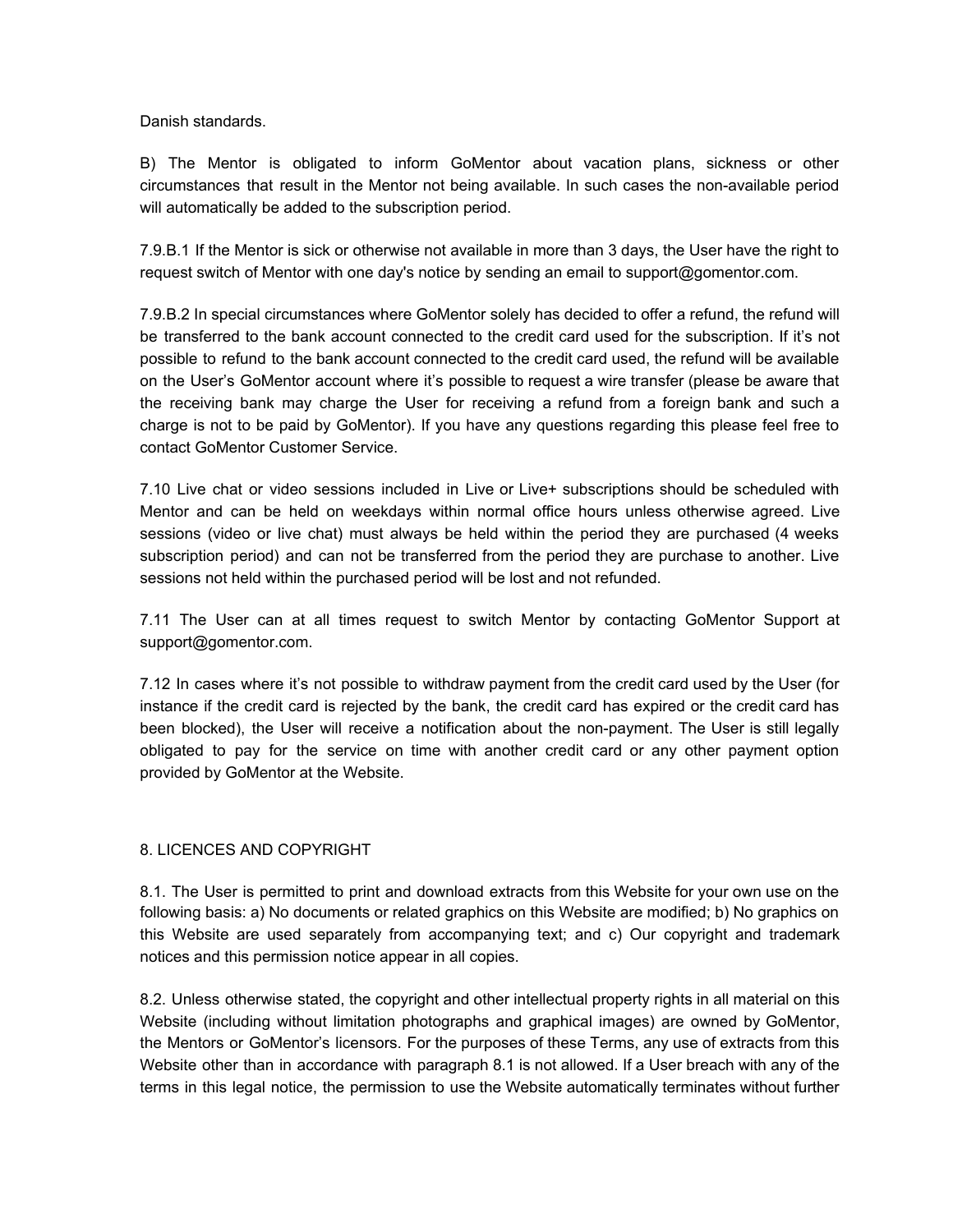Danish standards.

B) The Mentor is obligated to inform GoMentor about vacation plans, sickness or other circumstances that result in the Mentor not being available. In such cases the non-available period will automatically be added to the subscription period.

7.9.B.1 If the Mentor is sick or otherwise not available in more than 3 days, the User have the right to request switch of Mentor with one day's notice by sending an email to support@gomentor.com.

7.9.B.2 In special circumstances where GoMentor solely has decided to offer a refund, the refund will be transferred to the bank account connected to the credit card used for the subscription. If it's not possible to refund to the bank account connected to the credit card used, the refund will be available on the User's GoMentor account where it's possible to request a wire transfer (please be aware that the receiving bank may charge the User for receiving a refund from a foreign bank and such a charge is not to be paid by GoMentor). If you have any questions regarding this please feel free to contact GoMentor Customer Service.

7.10 Live chat or video sessions included in Live or Live+ subscriptions should be scheduled with Mentor and can be held on weekdays within normal office hours unless otherwise agreed. Live sessions (video or live chat) must always be held within the period they are purchased (4 weeks subscription period) and can not be transferred from the period they are purchase to another. Live sessions not held within the purchased period will be lost and not refunded.

7.11 The User can at all times request to switch Mentor by contacting GoMentor Support at support@gomentor.com.

7.12 In cases where it's not possible to withdraw payment from the credit card used by the User (for instance if the credit card is rejected by the bank, the credit card has expired or the credit card has been blocked), the User will receive a notification about the non-payment. The User is still legally obligated to pay for the service on time with another credit card or any other payment option provided by GoMentor at the Website.

## 8. LICENCES AND COPYRIGHT

8.1. The User is permitted to print and download extracts from this Website for your own use on the following basis: a) No documents or related graphics on this Website are modified; b) No graphics on this Website are used separately from accompanying text; and c) Our copyright and trademark notices and this permission notice appear in all copies.

8.2. Unless otherwise stated, the copyright and other intellectual property rights in all material on this Website (including without limitation photographs and graphical images) are owned by GoMentor, the Mentors or GoMentor's licensors. For the purposes of these Terms, any use of extracts from this Website other than in accordance with paragraph 8.1 is not allowed. If a User breach with any of the terms in this legal notice, the permission to use the Website automatically terminates without further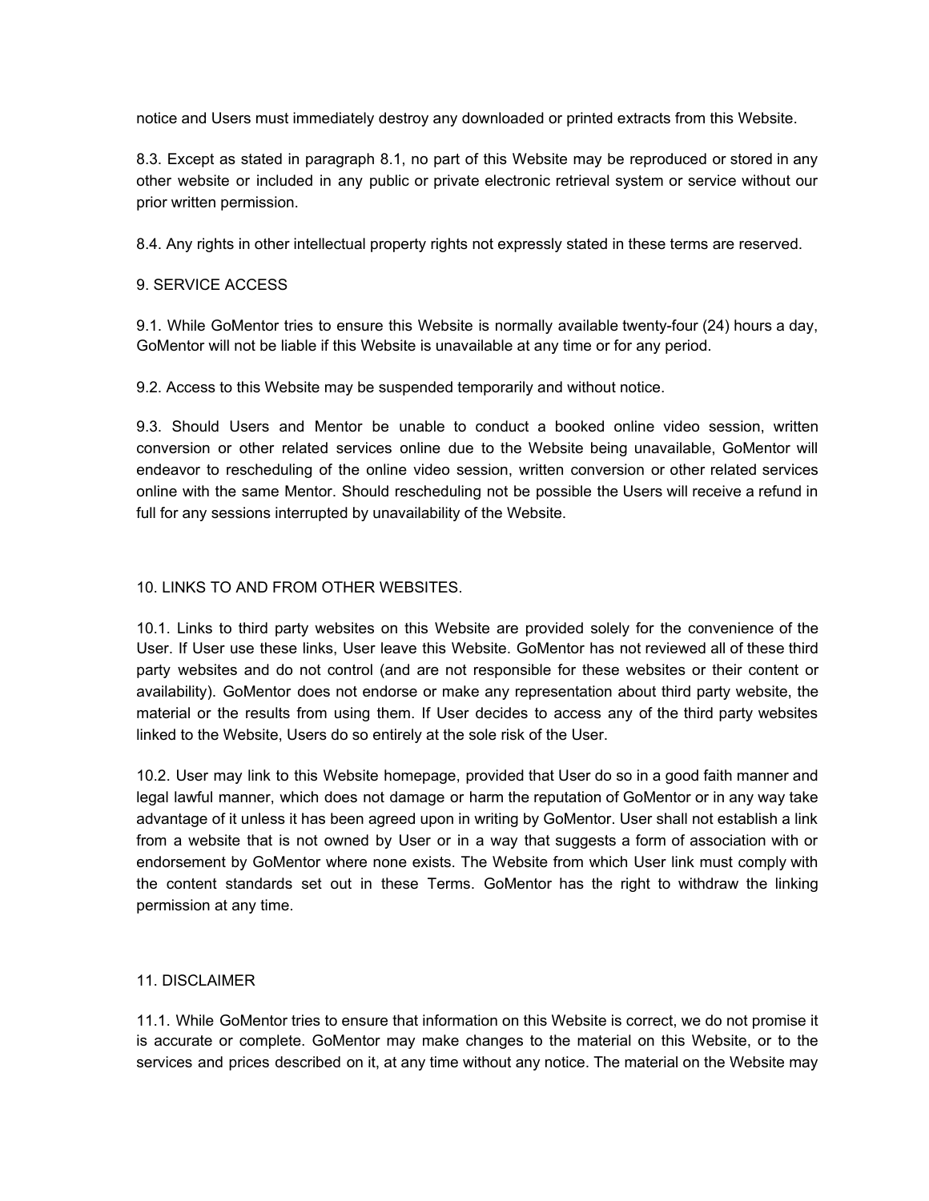notice and Users must immediately destroy any downloaded or printed extracts from this Website.

8.3. Except as stated in paragraph 8.1, no part of this Website may be reproduced or stored in any other website or included in any public or private electronic retrieval system or service without our prior written permission.

8.4. Any rights in other intellectual property rights not expressly stated in these terms are reserved.

## 9. SERVICE ACCESS

9.1. While GoMentor tries to ensure this Website is normally available twenty-four (24) hours a day, GoMentor will not be liable if this Website is unavailable at any time or for any period.

9.2. Access to this Website may be suspended temporarily and without notice.

9.3. Should Users and Mentor be unable to conduct a booked online video session, written conversion or other related services online due to the Website being unavailable, GoMentor will endeavor to rescheduling of the online video session, written conversion or other related services online with the same Mentor. Should rescheduling not be possible the Users will receive a refund in full for any sessions interrupted by unavailability of the Website.

## 10. LINKS TO AND FROM OTHER WEBSITES.

10.1. Links to third party websites on this Website are provided solely for the convenience of the User. If User use these links, User leave this Website. GoMentor has not reviewed all of these third party websites and do not control (and are not responsible for these websites or their content or availability). GoMentor does not endorse or make any representation about third party website, the material or the results from using them. If User decides to access any of the third party websites linked to the Website, Users do so entirely at the sole risk of the User.

10.2. User may link to this Website homepage, provided that User do so in a good faith manner and legal lawful manner, which does not damage or harm the reputation of GoMentor or in any way take advantage of it unless it has been agreed upon in writing by GoMentor. User shall not establish a link from a website that is not owned by User or in a way that suggests a form of association with or endorsement by GoMentor where none exists. The Website from which User link must comply with the content standards set out in these Terms. GoMentor has the right to withdraw the linking permission at any time.

## 11. DISCLAIMER

11.1. While GoMentor tries to ensure that information on this Website is correct, we do not promise it is accurate or complete. GoMentor may make changes to the material on this Website, or to the services and prices described on it, at any time without any notice. The material on the Website may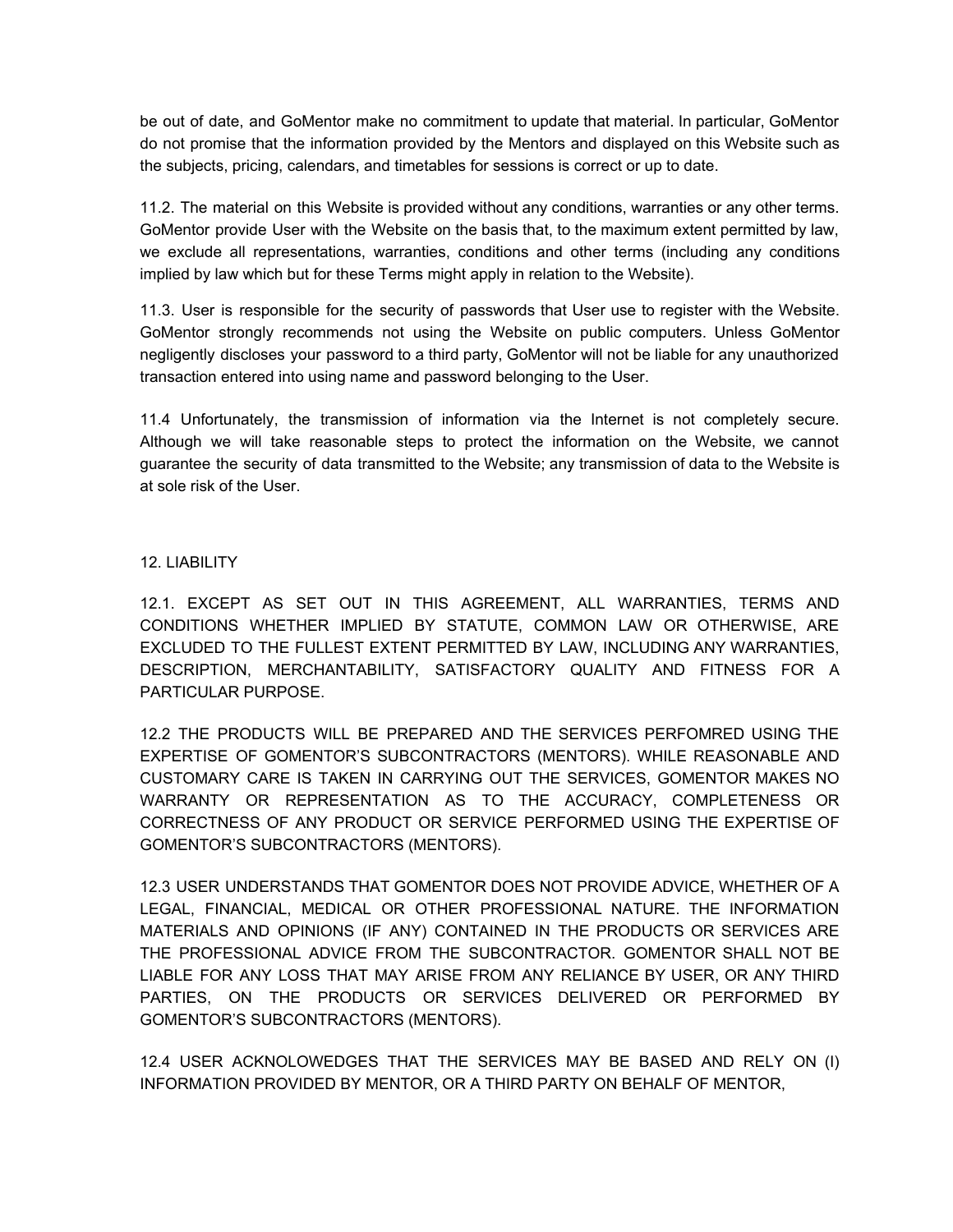be out of date, and GoMentor make no commitment to update that material. In particular, GoMentor do not promise that the information provided by the Mentors and displayed on this Website such as the subjects, pricing, calendars, and timetables for sessions is correct or up to date.

11.2. The material on this Website is provided without any conditions, warranties or any other terms. GoMentor provide User with the Website on the basis that, to the maximum extent permitted by law, we exclude all representations, warranties, conditions and other terms (including any conditions implied by law which but for these Terms might apply in relation to the Website).

11.3. User is responsible for the security of passwords that User use to register with the Website. GoMentor strongly recommends not using the Website on public computers. Unless GoMentor negligently discloses your password to a third party, GoMentor will not be liable for any unauthorized transaction entered into using name and password belonging to the User.

11.4 Unfortunately, the transmission of information via the Internet is not completely secure. Although we will take reasonable steps to protect the information on the Website, we cannot guarantee the security of data transmitted to the Website; any transmission of data to the Website is at sole risk of the User.

## 12. LIABILITY

12.1. EXCEPT AS SET OUT IN THIS AGREEMENT, ALL WARRANTIES, TERMS AND CONDITIONS WHETHER IMPLIED BY STATUTE, COMMON LAW OR OTHERWISE, ARE EXCLUDED TO THE FULLEST EXTENT PERMITTED BY LAW, INCLUDING ANY WARRANTIES, DESCRIPTION, MERCHANTABILITY, SATISFACTORY QUALITY AND FITNESS FOR A PARTICULAR PURPOSE.

12.2 THE PRODUCTS WILL BE PREPARED AND THE SERVICES PERFOMRED USING THE EXPERTISE OF GOMENTOR'S SUBCONTRACTORS (MENTORS). WHILE REASONABLE AND CUSTOMARY CARE IS TAKEN IN CARRYING OUT THE SERVICES, GOMENTOR MAKES NO WARRANTY OR REPRESENTATION AS TO THE ACCURACY, COMPLETENESS OR CORRECTNESS OF ANY PRODUCT OR SERVICE PERFORMED USING THE EXPERTISE OF GOMENTOR'S SUBCONTRACTORS (MENTORS).

12.3 USER UNDERSTANDS THAT GOMENTOR DOES NOT PROVIDE ADVICE, WHETHER OF A LEGAL, FINANCIAL, MEDICAL OR OTHER PROFESSIONAL NATURE. THE INFORMATION MATERIALS AND OPINIONS (IF ANY) CONTAINED IN THE PRODUCTS OR SERVICES ARE THE PROFESSIONAL ADVICE FROM THE SUBCONTRACTOR. GOMENTOR SHALL NOT BE LIABLE FOR ANY LOSS THAT MAY ARISE FROM ANY RELIANCE BY USER, OR ANY THIRD PARTIES, ON THE PRODUCTS OR SERVICES DELIVERED OR PERFORMED BY GOMENTOR'S SUBCONTRACTORS (MENTORS).

12.4 USER ACKNOLOWEDGES THAT THE SERVICES MAY BE BASED AND RELY ON (I) INFORMATION PROVIDED BY MENTOR, OR A THIRD PARTY ON BEHALF OF MENTOR,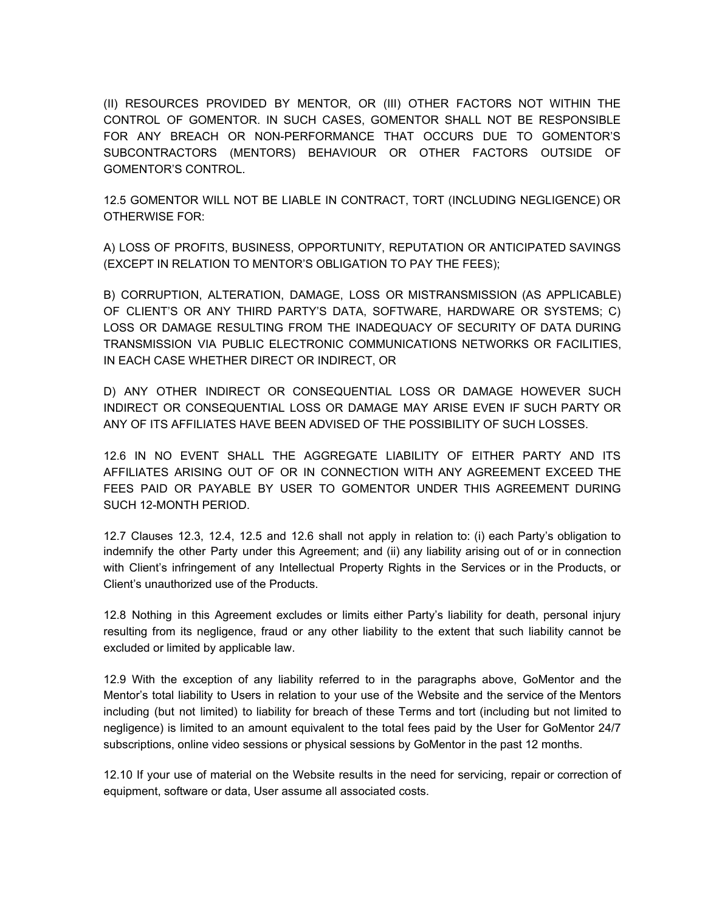(II) RESOURCES PROVIDED BY MENTOR, OR (III) OTHER FACTORS NOT WITHIN THE CONTROL OF GOMENTOR. IN SUCH CASES, GOMENTOR SHALL NOT BE RESPONSIBLE FOR ANY BREACH OR NON-PERFORMANCE THAT OCCURS DUE TO GOMENTOR'S SUBCONTRACTORS (MENTORS) BEHAVIOUR OR OTHER FACTORS OUTSIDE OF GOMENTOR'S CONTROL.

12.5 GOMENTOR WILL NOT BE LIABLE IN CONTRACT, TORT (INCLUDING NEGLIGENCE) OR OTHERWISE FOR:

A) LOSS OF PROFITS, BUSINESS, OPPORTUNITY, REPUTATION OR ANTICIPATED SAVINGS (EXCEPT IN RELATION TO MENTOR'S OBLIGATION TO PAY THE FEES);

B) CORRUPTION, ALTERATION, DAMAGE, LOSS OR MISTRANSMISSION (AS APPLICABLE) OF CLIENT'S OR ANY THIRD PARTY'S DATA, SOFTWARE, HARDWARE OR SYSTEMS; C) LOSS OR DAMAGE RESULTING FROM THE INADEQUACY OF SECURITY OF DATA DURING TRANSMISSION VIA PUBLIC ELECTRONIC COMMUNICATIONS NETWORKS OR FACILITIES, IN EACH CASE WHETHER DIRECT OR INDIRECT, OR

D) ANY OTHER INDIRECT OR CONSEQUENTIAL LOSS OR DAMAGE HOWEVER SUCH INDIRECT OR CONSEQUENTIAL LOSS OR DAMAGE MAY ARISE EVEN IF SUCH PARTY OR ANY OF ITS AFFILIATES HAVE BEEN ADVISED OF THE POSSIBILITY OF SUCH LOSSES.

12.6 IN NO EVENT SHALL THE AGGREGATE LIABILITY OF EITHER PARTY AND ITS AFFILIATES ARISING OUT OF OR IN CONNECTION WITH ANY AGREEMENT EXCEED THE FEES PAID OR PAYABLE BY USER TO GOMENTOR UNDER THIS AGREEMENT DURING SUCH 12-MONTH PERIOD.

12.7 Clauses 12.3, 12.4, 12.5 and 12.6 shall not apply in relation to: (i) each Party's obligation to indemnify the other Party under this Agreement; and (ii) any liability arising out of or in connection with Client's infringement of any Intellectual Property Rights in the Services or in the Products, or Client's unauthorized use of the Products.

12.8 Nothing in this Agreement excludes or limits either Party's liability for death, personal injury resulting from its negligence, fraud or any other liability to the extent that such liability cannot be excluded or limited by applicable law.

12.9 With the exception of any liability referred to in the paragraphs above, GoMentor and the Mentor's total liability to Users in relation to your use of the Website and the service of the Mentors including (but not limited) to liability for breach of these Terms and tort (including but not limited to negligence) is limited to an amount equivalent to the total fees paid by the User for GoMentor 24/7 subscriptions, online video sessions or physical sessions by GoMentor in the past 12 months.

12.10 If your use of material on the Website results in the need for servicing, repair or correction of equipment, software or data, User assume all associated costs.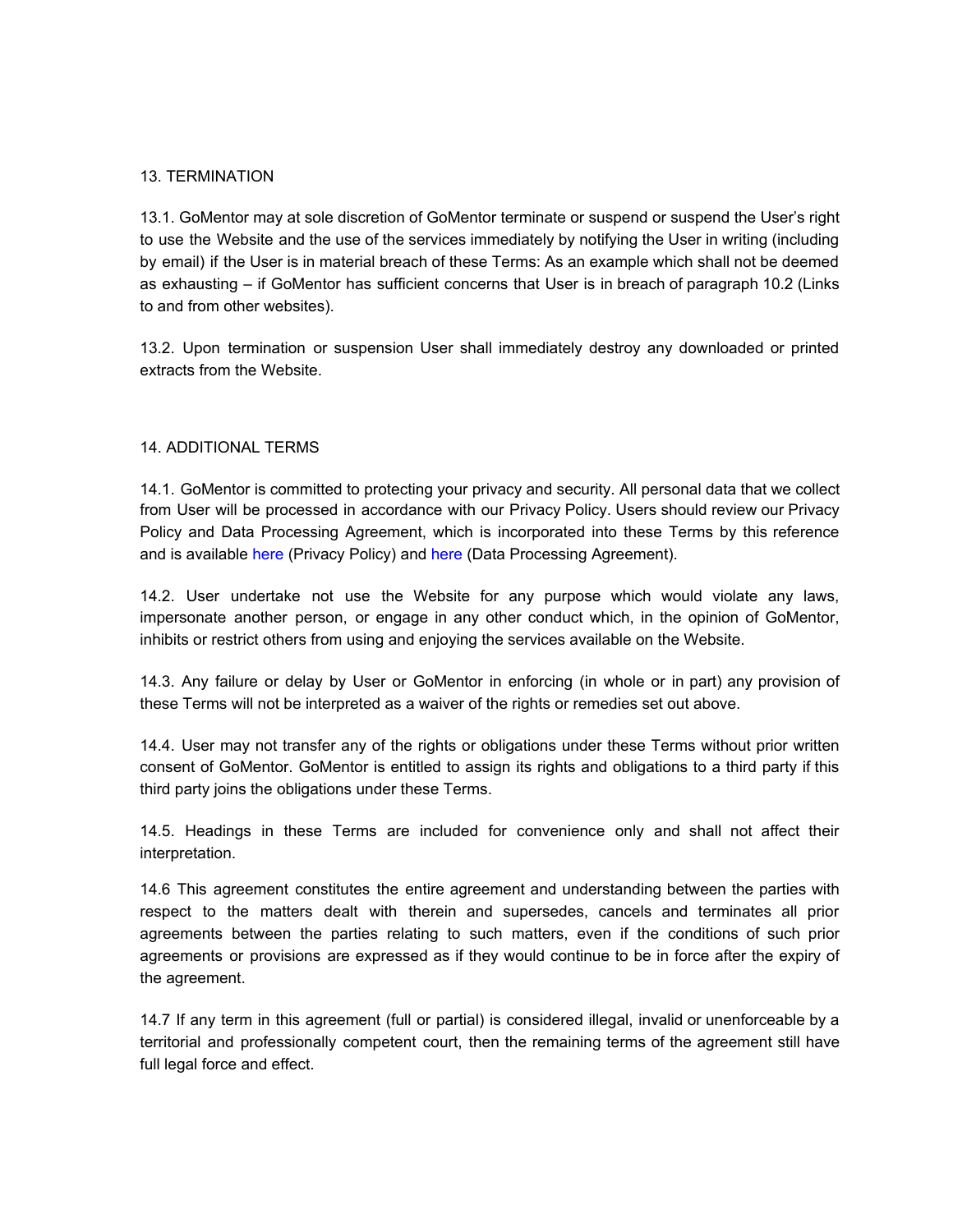## 13. TERMINATION

13.1. GoMentor may at sole discretion of GoMentor terminate or suspend or suspend the User's right to use the Website and the use of the services immediately by notifying the User in writing (including by email) if the User is in material breach of these Terms: As an example which shall not be deemed as exhausting – if GoMentor has sufficient concerns that User is in breach of paragraph 10.2 (Links to and from other websites).

13.2. Upon termination or suspension User shall immediately destroy any downloaded or printed extracts from the Website.

## 14. ADDITIONAL TERMS

14.1. GoMentor is committed to protecting your privacy and security. All personal data that we collect from User will be processed in accordance with our Privacy Policy. Users should review our Privacy Policy and Data Processing Agreement, which is incorporated into these Terms by this reference and is available here (Privacy Policy) and here (Data Processing Agreement).

14.2. User undertake not use the Website for any purpose which would violate any laws, impersonate another person, or engage in any other conduct which, in the opinion of GoMentor, inhibits or restrict others from using and enjoying the services available on the Website.

14.3. Any failure or delay by User or GoMentor in enforcing (in whole or in part) any provision of these Terms will not be interpreted as a waiver of the rights or remedies set out above.

14.4. User may not transfer any of the rights or obligations under these Terms without prior written consent of GoMentor. GoMentor is entitled to assign its rights and obligations to a third party if this third party joins the obligations under these Terms.

14.5. Headings in these Terms are included for convenience only and shall not affect their interpretation.

14.6 This agreement constitutes the entire agreement and understanding between the parties with respect to the matters dealt with therein and supersedes, cancels and terminates all prior agreements between the parties relating to such matters, even if the conditions of such prior agreements or provisions are expressed as if they would continue to be in force after the expiry of the agreement.

14.7 If any term in this agreement (full or partial) is considered illegal, invalid or unenforceable by a territorial and professionally competent court, then the remaining terms of the agreement still have full legal force and effect.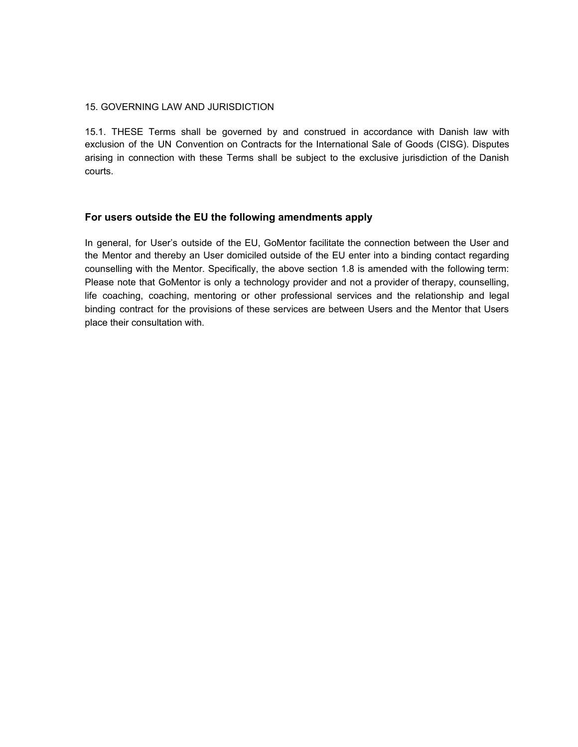## 15. GOVERNING LAW AND JURISDICTION

15.1. THESE Terms shall be governed by and construed in accordance with Danish law with exclusion of the UN Convention on Contracts for the International Sale of Goods (CISG). Disputes arising in connection with these Terms shall be subject to the exclusive jurisdiction of the Danish courts.

### For users outside the EU the following amendments apply

In general, for User's outside of the EU, GoMentor facilitate the connection between the User and the Mentor and thereby an User domiciled outside of the EU enter into a binding contact regarding counselling with the Mentor. Specifically, the above section 1.8 is amended with the following term: Please note that GoMentor is only a technology provider and not a provider of therapy, counselling, life coaching, coaching, mentoring or other professional services and the relationship and legal binding contract for the provisions of these services are between Users and the Mentor that Users place their consultation with.